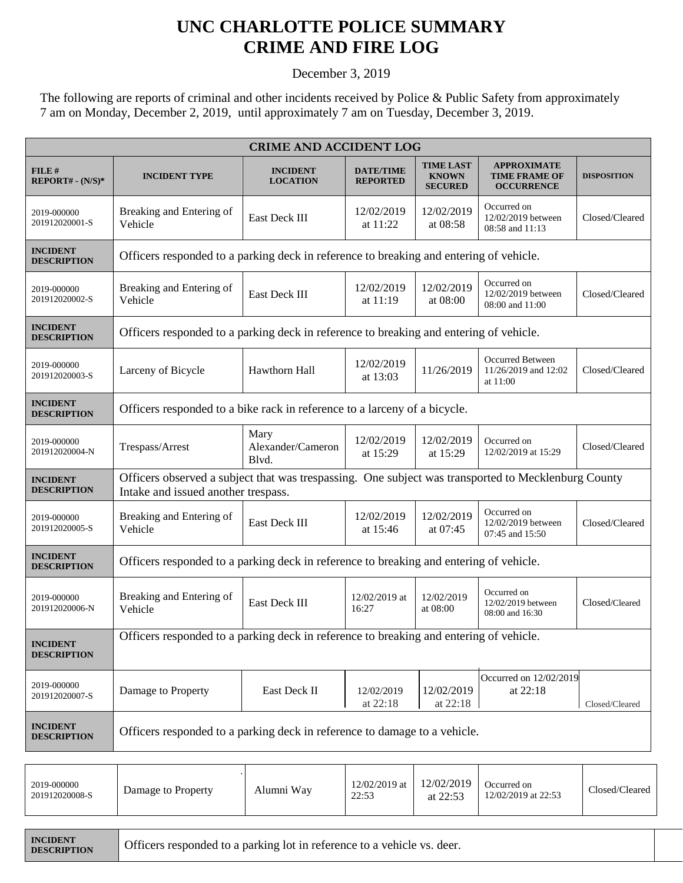# UNC CHARLOTTE POLICE SUMMARY
# CRIME AND FIRE LOG

December 3, 2019

The following are reports of criminal and other incidents received by Police & Public Safety from approximately 7 am on Monday, December 2, 2019, until approximately 7 am on Tuesday, December 3, 2019.

| CRIME AND ACCIDENT LOG | | | | | | |
|---|---|---|---|---|---|---|
| **FILE # REPORT# - (N/S)*** | **INCIDENT TYPE** | **INCIDENT LOCATION** | **DATE/TIME REPORTED** | **TIME LAST KNOWN SECURED** | **APPROXIMATE TIME FRAME OF OCCURRENCE** | **DISPOSITION** |
| 2019-000000 201912020001-S | Breaking and Entering of Vehicle | East Deck III | 12/02/2019 at 11:22 | 12/02/2019 at 08:58 | Occurred on 12/02/2019 between 08:58 and 11:13 | Closed/Cleared |
| **INCIDENT DESCRIPTION** | Officers responded to a parking deck in reference to breaking and entering of vehicle. | | | | | |
| 2019-000000 201912020002-S | Breaking and Entering of Vehicle | East Deck III | 12/02/2019 at 11:19 | 12/02/2019 at 08:00 | Occurred on 12/02/2019 between 08:00 and 11:00 | Closed/Cleared |
| **INCIDENT DESCRIPTION** | Officers responded to a parking deck in reference to breaking and entering of vehicle. | | | | | |
| 2019-000000 201912020003-S | Larceny of Bicycle | Hawthorn Hall | 12/02/2019 at 13:03 | 11/26/2019 | Occurred Between 11/26/2019 and 12:02 at 11:00 | Closed/Cleared |
| **INCIDENT DESCRIPTION** | Officers responded to a bike rack in reference to a larceny of a bicycle. | | | | | |
| 2019-000000 201912020004-N | Trespass/Arrest | Mary Alexander/Cameron Blvd. | 12/02/2019 at 15:29 | 12/02/2019 at 15:29 | Occurred on 12/02/2019 at 15:29 | Closed/Cleared |
| **INCIDENT DESCRIPTION** | Officers observed a subject that was trespassing. One subject was transported to Mecklenburg County Intake and issued another trespass. | | | | | |
| 2019-000000 201912020005-S | Breaking and Entering of Vehicle | East Deck III | 12/02/2019 at 15:46 | 12/02/2019 at 07:45 | Occurred on 12/02/2019 between 07:45 and 15:50 | Closed/Cleared |
| **INCIDENT DESCRIPTION** | Officers responded to a parking deck in reference to breaking and entering of vehicle. | | | | | |
| 2019-000000 201912020006-N | Breaking and Entering of Vehicle | East Deck III | 12/02/2019 at 16:27 | 12/02/2019 at 08:00 | Occurred on 12/02/2019 between 08:00 and 16:30 | Closed/Cleared |
| **INCIDENT DESCRIPTION** | Officers responded to a parking deck in reference to breaking and entering of vehicle. | | | | | |
| 2019-000000 201912020007-S | Damage to Property | East Deck II | 12/02/2019 at 22:18 | 12/02/2019 at 22:18 | Occurred on 12/02/2019 at 22:18 | Closed/Cleared |
| **INCIDENT DESCRIPTION** | Officers responded to a parking deck in reference to damage to a vehicle. | | | | | |
| 2019-000000 201912020008-S | Damage to Property | Alumni Way | 12/02/2019 at 22:53 | 12/02/2019 at 22:53 | Occurred on 12/02/2019 at 22:53 | Closed/Cleared |
| **INCIDENT DESCRIPTION** | Officers responded to a parking lot in reference to a vehicle vs. deer. | | | | | |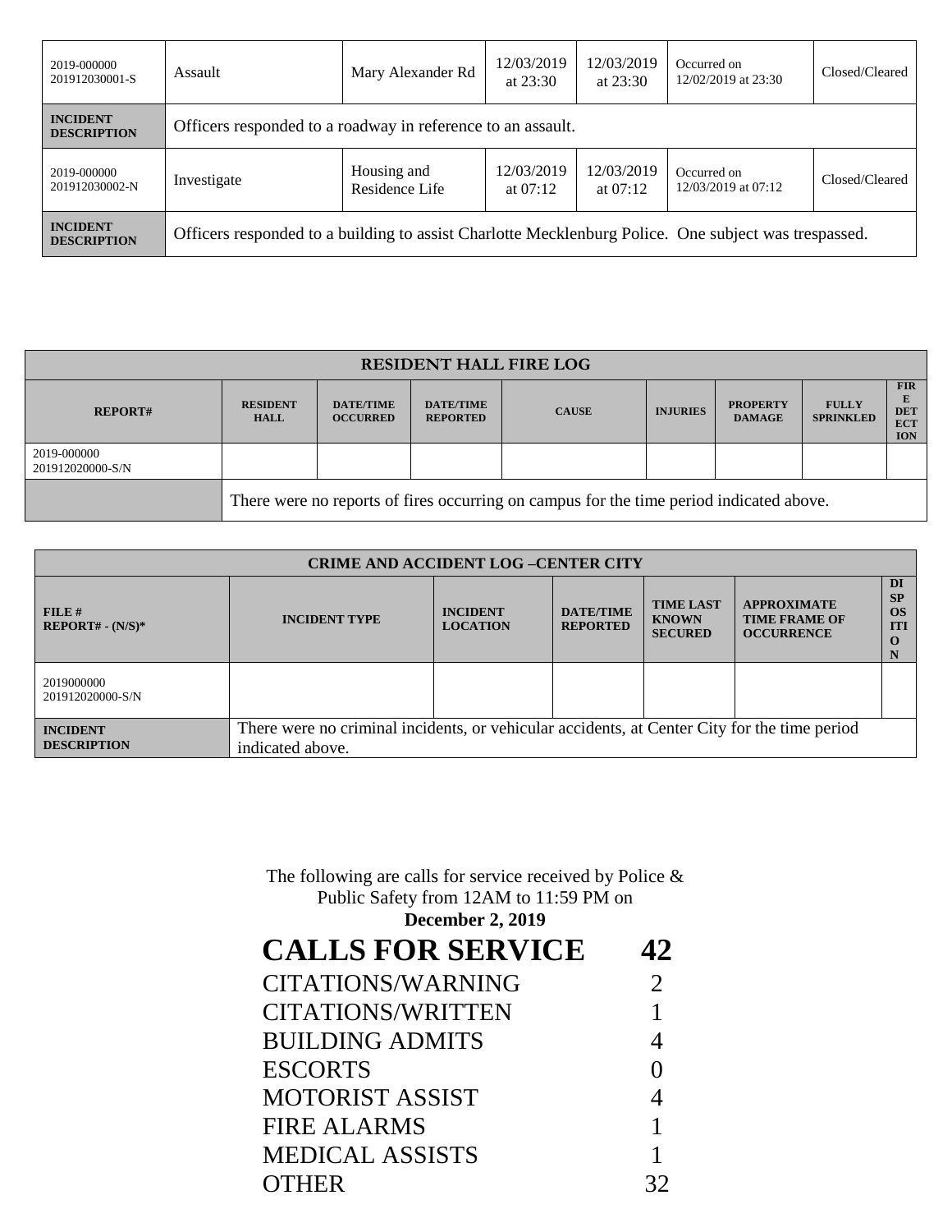| | | | | | | |
|---|---|---|---|---|---|---|
| 2019-000000 201912030001-S | Assault | Mary Alexander Rd | 12/03/2019 at 23:30 | 12/03/2019 at 23:30 | Occurred on 12/02/2019 at 23:30 | Closed/Cleared |
| **INCIDENT DESCRIPTION** | Officers responded to a roadway in reference to an assault. | | | | | |
| 2019-000000 201912030002-N | Investigate | Housing and Residence Life | 12/03/2019 at 07:12 | 12/03/2019 at 07:12 | Occurred on 12/03/2019 at 07:12 | Closed/Cleared |
| **INCIDENT DESCRIPTION** | Officers responded to a building to assist Charlotte Mecklenburg Police. One subject was trespassed. | | | | | |

| RESIDENT HALL FIRE LOG | | | | | | | | |
|---|---|---|---|---|---|---|---|---|
| **REPORT#** | **RESIDENT HALL** | **DATE/TIME OCCURRED** | **DATE/TIME REPORTED** | **CAUSE** | **INJURIES** | **PROPERTY DAMAGE** | **FULLY SPRINKLED** | **FIRE DETECTION** |
| 2019-000000 201912020000-S/N | | | | | | | | |
| | There were no reports of fires occurring on campus for the time period indicated above. | | | | | | | |

| CRIME AND ACCIDENT LOG –CENTER CITY | | | | | | |
|---|---|---|---|---|---|---|
| **FILE # REPORT# - (N/S)*** | **INCIDENT TYPE** | **INCIDENT LOCATION** | **DATE/TIME REPORTED** | **TIME LAST KNOWN SECURED** | **APPROXIMATE TIME FRAME OF OCCURRENCE** | **DISPOSITION** |
| 2019000000 201912020000-S/N | | | | | | |
| **INCIDENT DESCRIPTION** | There were no criminal incidents, or vehicular accidents, at Center City for the time period indicated above. | | | | | |

The following are calls for service received by Police & Public Safety from 12AM to 11:59 PM on

**December 2, 2019**

| | |
|---|---|
| **CALLS FOR SERVICE** | **42** |
| CITATIONS/WARNING | 2 |
| CITATIONS/WRITTEN | 1 |
| BUILDING ADMITS | 4 |
| ESCORTS | 0 |
| MOTORIST ASSIST | 4 |
| FIRE ALARMS | 1 |
| MEDICAL ASSISTS | 1 |
| OTHER | 32 |